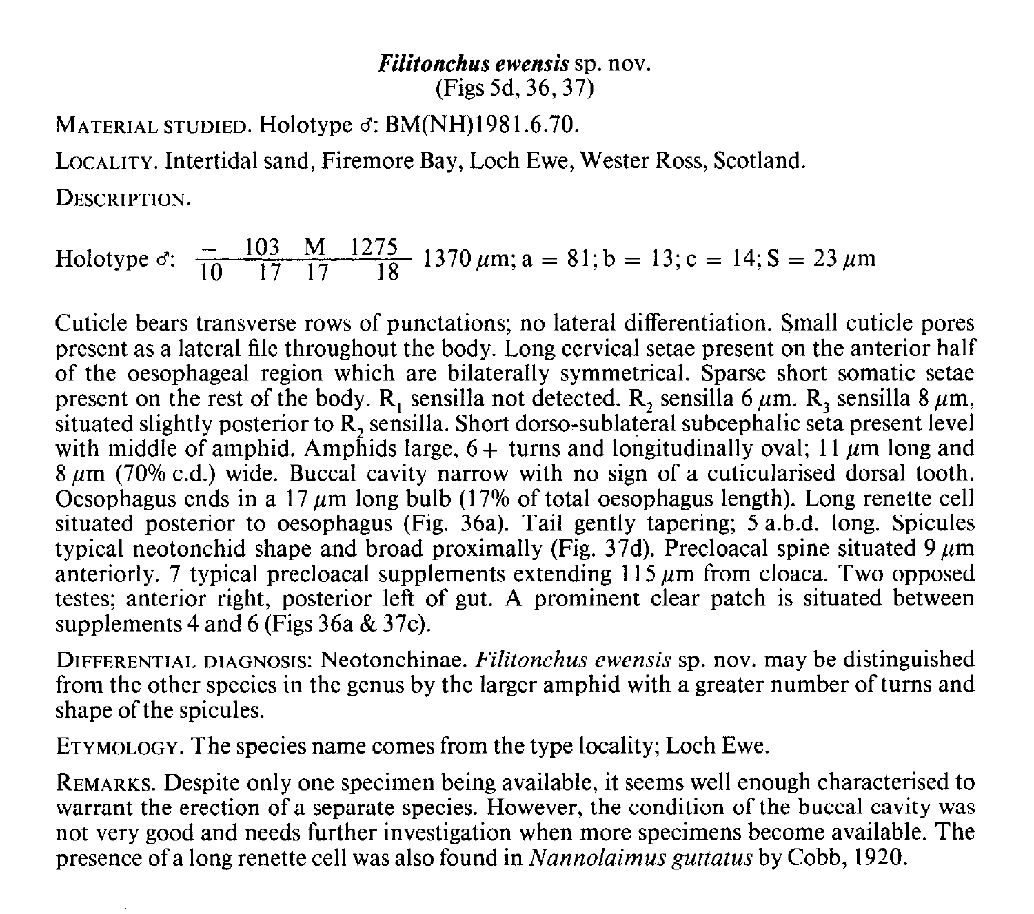# *Filitonchus ewensis* sp. nov.

(Figs 5d, 36, 37)

MATERIAL STUDIED. Holotype ♂: BM(NH)1981.6.70.

LOCALITY. Intertidal sand, Firemore Bay, Loch Ewe, Wester Ross, Scotland.

DESCRIPTION.

Holotype ♂: $\frac{-}{10}\frac{103}{17}\frac{M}{17}\frac{1275}{18}$ 1370 $\mu$m; a = 81; b = 13; c = 14; S = 23 $\mu$m

Cuticle bears transverse rows of punctations; no lateral differentiation. Small cuticle pores present as a lateral file throughout the body. Long cervical setae present on the anterior half of the oesophageal region which are bilaterally symmetrical. Sparse short somatic setae present on the rest of the body. $R_1$ sensilla not detected. $R_2$ sensilla 6 $\mu$m. $R_3$ sensilla 8 $\mu$m, situated slightly posterior to $R_2$ sensilla. Short dorso-sublateral subcephalic seta present level with middle of amphid. Amphids large, 6+ turns and longitudinally oval; 11 $\mu$m long and 8 $\mu$m (70% c.d.) wide. Buccal cavity narrow with no sign of a cuticularised dorsal tooth. Oesophagus ends in a 17 $\mu$m long bulb (17% of total oesophagus length). Long renette cell situated posterior to oesophagus (Fig. 36a). Tail gently tapering; 5 a.b.d. long. Spicules typical neotonchid shape and broad proximally (Fig. 37d). Precloacal spine situated 9 $\mu$m anteriorly. 7 typical precloacal supplements extending 115 $\mu$m from cloaca. Two opposed testes; anterior right, posterior left of gut. A prominent clear patch is situated between supplements 4 and 6 (Figs 36a & 37c).

DIFFERENTIAL DIAGNOSIS: Neotonchinae. *Filitonchus ewensis* sp. nov. may be distinguished from the other species in the genus by the larger amphid with a greater number of turns and shape of the spicules.

ETYMOLOGY. The species name comes from the type locality; Loch Ewe.

REMARKS. Despite only one specimen being available, it seems well enough characterised to warrant the erection of a separate species. However, the condition of the buccal cavity was not very good and needs further investigation when more specimens become available. The presence of a long renette cell was also found in *Nannolaimus guttatus* by Cobb, 1920.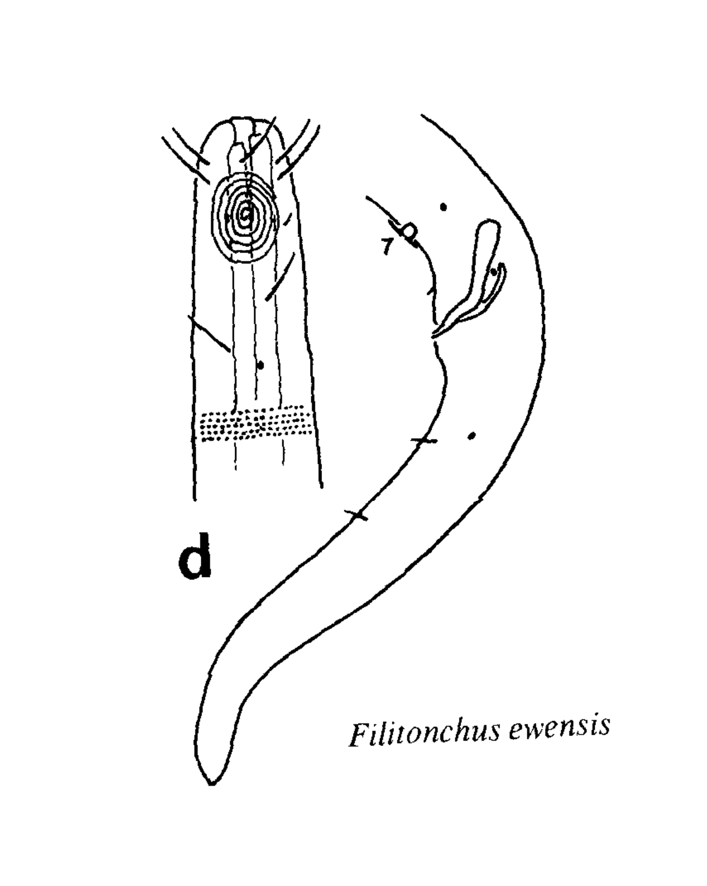**d**

*Filitonchus ewensis*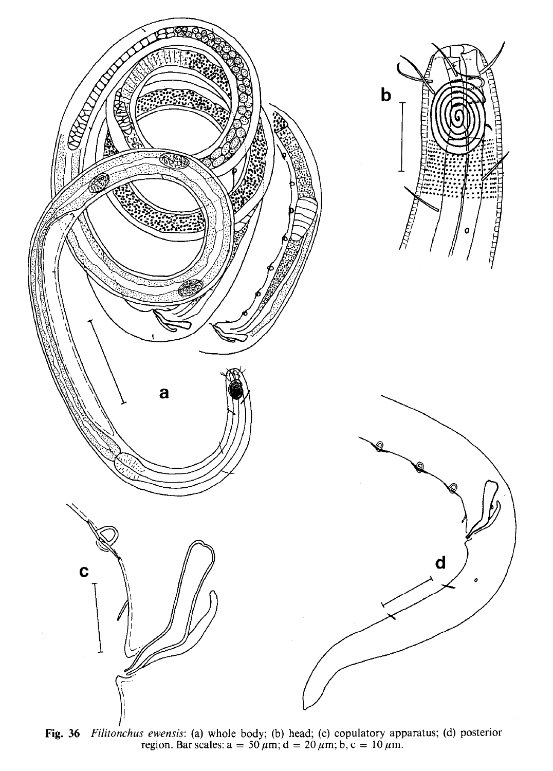**Fig. 36** *Filitonchus ewensis*: (a) whole body; (b) head; (c) copulatory apparatus; (d) posterior region. Bar scales: a = 50 $\mu$m; d = 20 $\mu$m; b, c = 10 $\mu$m.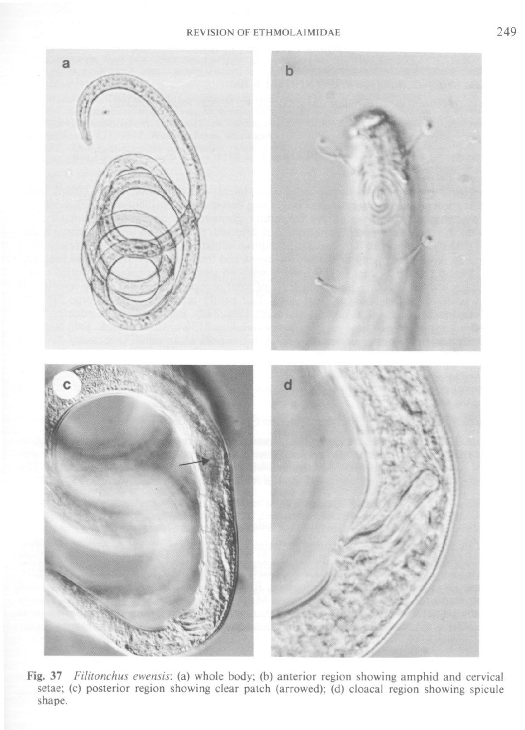a

b

c

d

**Fig. 37** *Filitonchus ewensis*: (a) whole body; (b) anterior region showing amphid and cervical setae; (c) posterior region showing clear patch (arrowed); (d) cloacal region showing spicule shape.